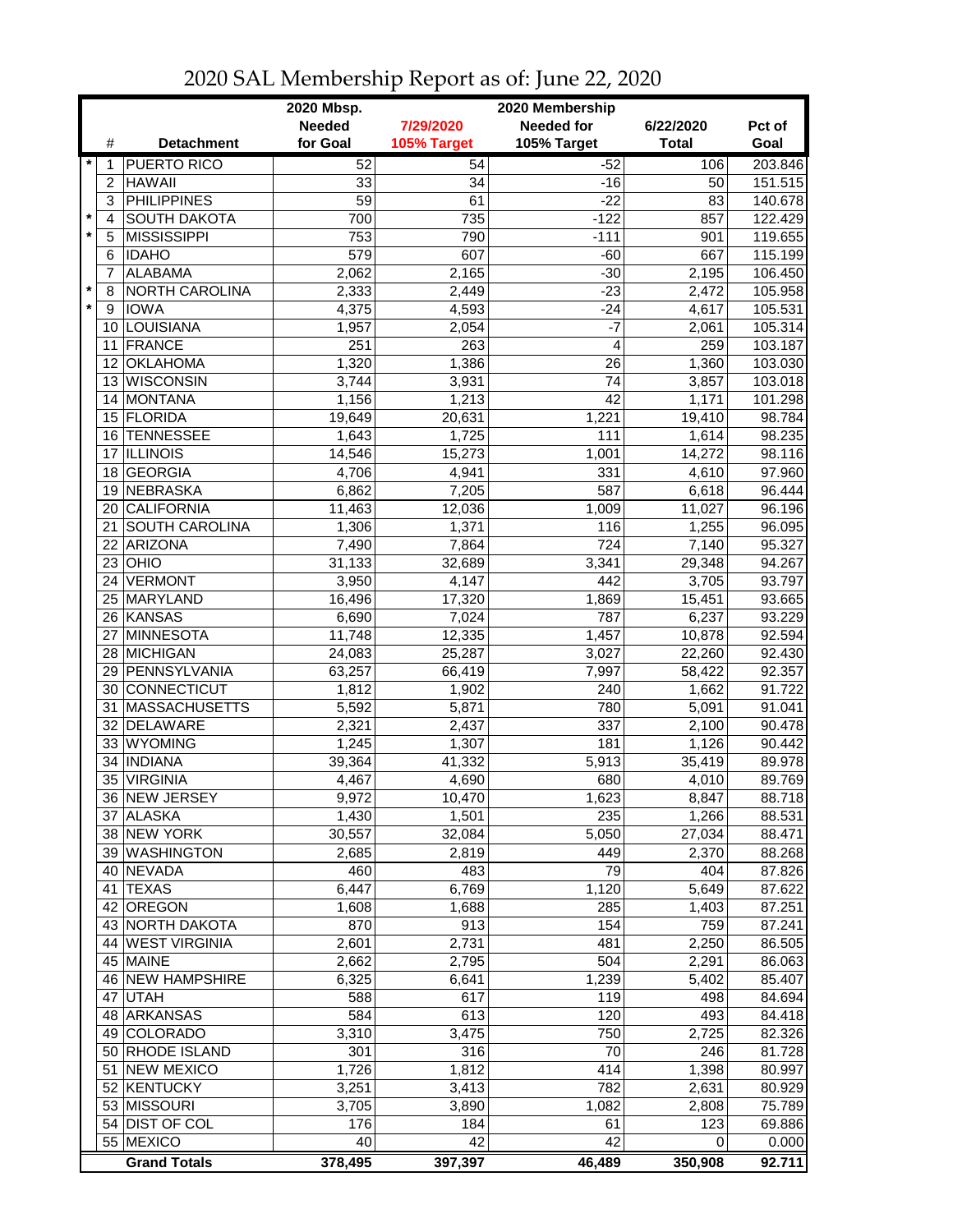# 2020 SAL Membership Report as of: June 22, 2020

| | # | Detachment | 2020 Mbsp. Needed for Goal | 7/29/2020 105% Target | 2020 Membership Needed for 105% Target | 6/22/2020 Total | Pct of Goal |
|---|---|---|---|---|---|---|---|
| * | 1 | PUERTO RICO | 52 | 54 | -52 | 106 | 203.846 |
| | 2 | HAWAII | 33 | 34 | -16 | 50 | 151.515 |
| | 3 | PHILIPPINES | 59 | 61 | -22 | 83 | 140.678 |
| * | 4 | SOUTH DAKOTA | 700 | 735 | -122 | 857 | 122.429 |
| * | 5 | MISSISSIPPI | 753 | 790 | -111 | 901 | 119.655 |
| | 6 | IDAHO | 579 | 607 | -60 | 667 | 115.199 |
| | 7 | ALABAMA | 2,062 | 2,165 | -30 | 2,195 | 106.450 |
| * | 8 | NORTH CAROLINA | 2,333 | 2,449 | -23 | 2,472 | 105.958 |
| * | 9 | IOWA | 4,375 | 4,593 | -24 | 4,617 | 105.531 |
| | 10 | LOUISIANA | 1,957 | 2,054 | -7 | 2,061 | 105.314 |
| | 11 | FRANCE | 251 | 263 | 4 | 259 | 103.187 |
| | 12 | OKLAHOMA | 1,320 | 1,386 | 26 | 1,360 | 103.030 |
| | 13 | WISCONSIN | 3,744 | 3,931 | 74 | 3,857 | 103.018 |
| | 14 | MONTANA | 1,156 | 1,213 | 42 | 1,171 | 101.298 |
| | 15 | FLORIDA | 19,649 | 20,631 | 1,221 | 19,410 | 98.784 |
| | 16 | TENNESSEE | 1,643 | 1,725 | 111 | 1,614 | 98.235 |
| | 17 | ILLINOIS | 14,546 | 15,273 | 1,001 | 14,272 | 98.116 |
| | 18 | GEORGIA | 4,706 | 4,941 | 331 | 4,610 | 97.960 |
| | 19 | NEBRASKA | 6,862 | 7,205 | 587 | 6,618 | 96.444 |
| | 20 | CALIFORNIA | 11,463 | 12,036 | 1,009 | 11,027 | 96.196 |
| | 21 | SOUTH CAROLINA | 1,306 | 1,371 | 116 | 1,255 | 96.095 |
| | 22 | ARIZONA | 7,490 | 7,864 | 724 | 7,140 | 95.327 |
| | 23 | OHIO | 31,133 | 32,689 | 3,341 | 29,348 | 94.267 |
| | 24 | VERMONT | 3,950 | 4,147 | 442 | 3,705 | 93.797 |
| | 25 | MARYLAND | 16,496 | 17,320 | 1,869 | 15,451 | 93.665 |
| | 26 | KANSAS | 6,690 | 7,024 | 787 | 6,237 | 93.229 |
| | 27 | MINNESOTA | 11,748 | 12,335 | 1,457 | 10,878 | 92.594 |
| | 28 | MICHIGAN | 24,083 | 25,287 | 3,027 | 22,260 | 92.430 |
| | 29 | PENNSYLVANIA | 63,257 | 66,419 | 7,997 | 58,422 | 92.357 |
| | 30 | CONNECTICUT | 1,812 | 1,902 | 240 | 1,662 | 91.722 |
| | 31 | MASSACHUSETTS | 5,592 | 5,871 | 780 | 5,091 | 91.041 |
| | 32 | DELAWARE | 2,321 | 2,437 | 337 | 2,100 | 90.478 |
| | 33 | WYOMING | 1,245 | 1,307 | 181 | 1,126 | 90.442 |
| | 34 | INDIANA | 39,364 | 41,332 | 5,913 | 35,419 | 89.978 |
| | 35 | VIRGINIA | 4,467 | 4,690 | 680 | 4,010 | 89.769 |
| | 36 | NEW JERSEY | 9,972 | 10,470 | 1,623 | 8,847 | 88.718 |
| | 37 | ALASKA | 1,430 | 1,501 | 235 | 1,266 | 88.531 |
| | 38 | NEW YORK | 30,557 | 32,084 | 5,050 | 27,034 | 88.471 |
| | 39 | WASHINGTON | 2,685 | 2,819 | 449 | 2,370 | 88.268 |
| | 40 | NEVADA | 460 | 483 | 79 | 404 | 87.826 |
| | 41 | TEXAS | 6,447 | 6,769 | 1,120 | 5,649 | 87.622 |
| | 42 | OREGON | 1,608 | 1,688 | 285 | 1,403 | 87.251 |
| | 43 | NORTH DAKOTA | 870 | 913 | 154 | 759 | 87.241 |
| | 44 | WEST VIRGINIA | 2,601 | 2,731 | 481 | 2,250 | 86.505 |
| | 45 | MAINE | 2,662 | 2,795 | 504 | 2,291 | 86.063 |
| | 46 | NEW HAMPSHIRE | 6,325 | 6,641 | 1,239 | 5,402 | 85.407 |
| | 47 | UTAH | 588 | 617 | 119 | 498 | 84.694 |
| | 48 | ARKANSAS | 584 | 613 | 120 | 493 | 84.418 |
| | 49 | COLORADO | 3,310 | 3,475 | 750 | 2,725 | 82.326 |
| | 50 | RHODE ISLAND | 301 | 316 | 70 | 246 | 81.728 |
| | 51 | NEW MEXICO | 1,726 | 1,812 | 414 | 1,398 | 80.997 |
| | 52 | KENTUCKY | 3,251 | 3,413 | 782 | 2,631 | 80.929 |
| | 53 | MISSOURI | 3,705 | 3,890 | 1,082 | 2,808 | 75.789 |
| | 54 | DIST OF COL | 176 | 184 | 61 | 123 | 69.886 |
| | 55 | MEXICO | 40 | 42 | 42 | 0 | 0.000 |
| | | **Grand Totals** | **378,495** | **397,397** | **46,489** | **350,908** | **92.711** |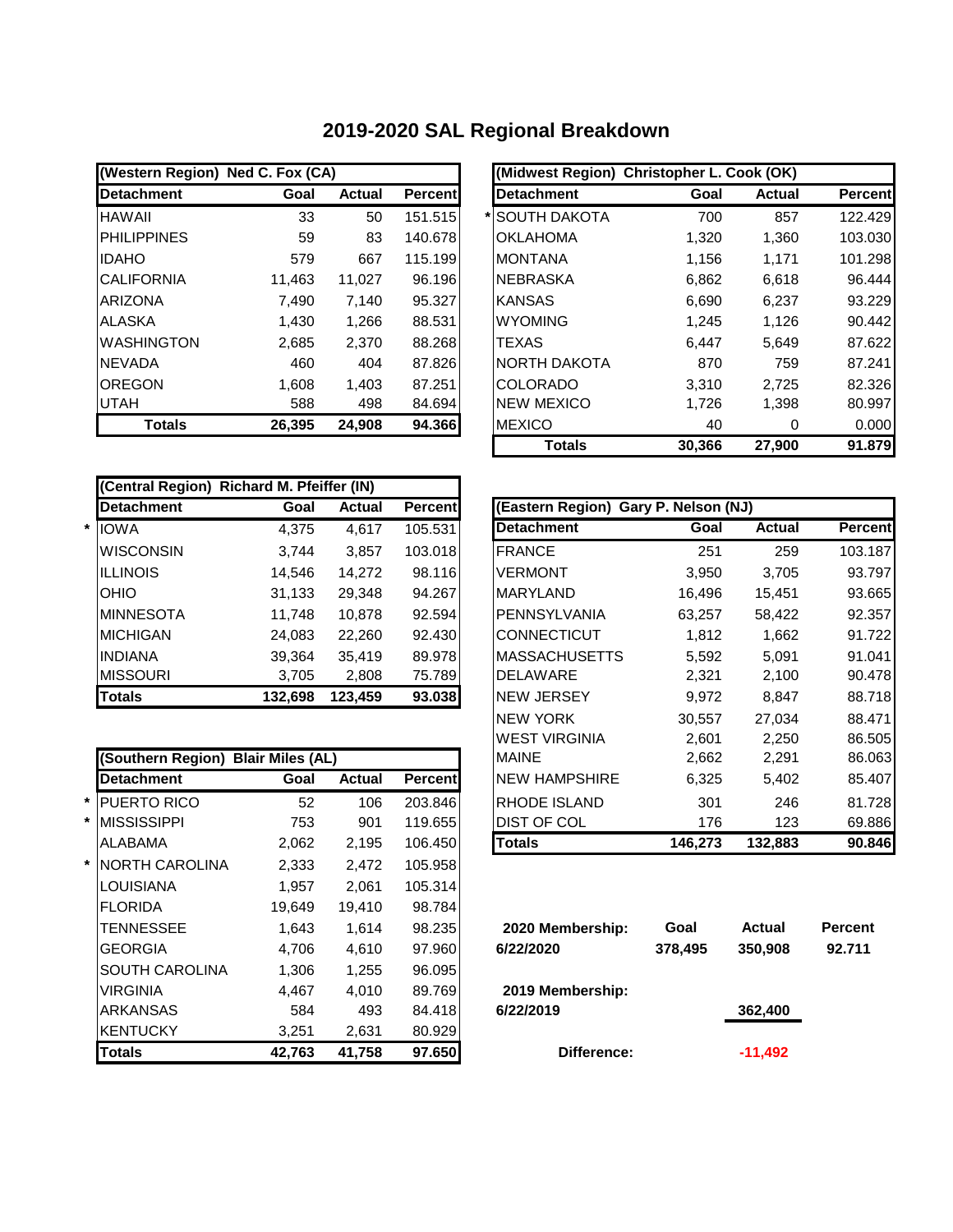# 2019-2020 SAL Regional Breakdown

| (Western Region) Ned C. Fox (CA) | | | |
|---|---|---|---|
| **Detachment** | **Goal** | **Actual** | **Percent** |
| HAWAII | 33 | 50 | 151.515 |
| PHILIPPINES | 59 | 83 | 140.678 |
| IDAHO | 579 | 667 | 115.199 |
| CALIFORNIA | 11,463 | 11,027 | 96.196 |
| ARIZONA | 7,490 | 7,140 | 95.327 |
| ALASKA | 1,430 | 1,266 | 88.531 |
| WASHINGTON | 2,685 | 2,370 | 88.268 |
| NEVADA | 460 | 404 | 87.826 |
| OREGON | 1,608 | 1,403 | 87.251 |
| UTAH | 588 | 498 | 84.694 |
| **Totals** | **26,395** | **24,908** | **94.366** |

| (Midwest Region) Christopher L. Cook (OK) | | | | |
|---|---|---|---|---|
| | **Detachment** | **Goal** | **Actual** | **Percent** |
| * | SOUTH DAKOTA | 700 | 857 | 122.429 |
| | OKLAHOMA | 1,320 | 1,360 | 103.030 |
| | MONTANA | 1,156 | 1,171 | 101.298 |
| | NEBRASKA | 6,862 | 6,618 | 96.444 |
| | KANSAS | 6,690 | 6,237 | 93.229 |
| | WYOMING | 1,245 | 1,126 | 90.442 |
| | TEXAS | 6,447 | 5,649 | 87.622 |
| | NORTH DAKOTA | 870 | 759 | 87.241 |
| | COLORADO | 3,310 | 2,725 | 82.326 |
| | NEW MEXICO | 1,726 | 1,398 | 80.997 |
| | MEXICO | 40 | 0 | 0.000 |
| | **Totals** | **30,366** | **27,900** | **91.879** |

| (Central Region) Richard M. Pfeiffer (IN) | | | | |
|---|---|---|---|---|
| | **Detachment** | **Goal** | **Actual** | **Percent** |
| * | IOWA | 4,375 | 4,617 | 105.531 |
| | WISCONSIN | 3,744 | 3,857 | 103.018 |
| | ILLINOIS | 14,546 | 14,272 | 98.116 |
| | OHIO | 31,133 | 29,348 | 94.267 |
| | MINNESOTA | 11,748 | 10,878 | 92.594 |
| | MICHIGAN | 24,083 | 22,260 | 92.430 |
| | INDIANA | 39,364 | 35,419 | 89.978 |
| | MISSOURI | 3,705 | 2,808 | 75.789 |
| | **Totals** | **132,698** | **123,459** | **93.038** |

| (Eastern Region) Gary P. Nelson (NJ) | | | |
|---|---|---|---|
| **Detachment** | **Goal** | **Actual** | **Percent** |
| FRANCE | 251 | 259 | 103.187 |
| VERMONT | 3,950 | 3,705 | 93.797 |
| MARYLAND | 16,496 | 15,451 | 93.665 |
| PENNSYLVANIA | 63,257 | 58,422 | 92.357 |
| CONNECTICUT | 1,812 | 1,662 | 91.722 |
| MASSACHUSETTS | 5,592 | 5,091 | 91.041 |
| DELAWARE | 2,321 | 2,100 | 90.478 |
| NEW JERSEY | 9,972 | 8,847 | 88.718 |
| NEW YORK | 30,557 | 27,034 | 88.471 |
| WEST VIRGINIA | 2,601 | 2,250 | 86.505 |
| MAINE | 2,662 | 2,291 | 86.063 |
| NEW HAMPSHIRE | 6,325 | 5,402 | 85.407 |
| RHODE ISLAND | 301 | 246 | 81.728 |
| DIST OF COL | 176 | 123 | 69.886 |
| **Totals** | **146,273** | **132,883** | **90.846** |

| (Southern Region) Blair Miles (AL) | | | | |
|---|---|---|---|---|
| | **Detachment** | **Goal** | **Actual** | **Percent** |
| * | PUERTO RICO | 52 | 106 | 203.846 |
| * | MISSISSIPPI | 753 | 901 | 119.655 |
| | ALABAMA | 2,062 | 2,195 | 106.450 |
| * | NORTH CAROLINA | 2,333 | 2,472 | 105.958 |
| | LOUISIANA | 1,957 | 2,061 | 105.314 |
| | FLORIDA | 19,649 | 19,410 | 98.784 |
| | TENNESSEE | 1,643 | 1,614 | 98.235 |
| | GEORGIA | 4,706 | 4,610 | 97.960 |
| | SOUTH CAROLINA | 1,306 | 1,255 | 96.095 |
| | VIRGINIA | 4,467 | 4,010 | 89.769 |
| | ARKANSAS | 584 | 493 | 84.418 |
| | KENTUCKY | 3,251 | 2,631 | 80.929 |
| | **Totals** | **42,763** | **41,758** | **97.650** |

| | | | |
|---|---|---|---|
| **2020 Membership:** | **Goal** | **Actual** | **Percent** |
| **6/22/2020** | **378,495** | **350,908** | **92.711** |
| **2019 Membership:** | | | |
| **6/22/2019** | | **362,400** | |
| **Difference:** | | **-11,492** | |